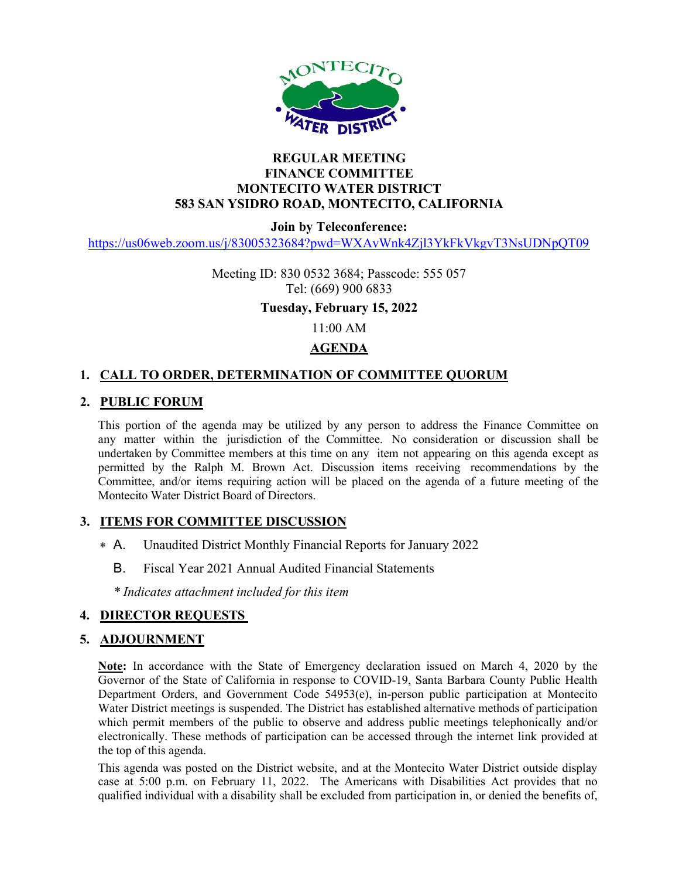# REGULAR MEETING
# FINANCE COMMITTEE
# MONTECITO WATER DISTRICT
# 583 SAN YSIDRO ROAD, MONTECITO, CALIFORNIA

**Join by Teleconference:**

https://us06web.zoom.us/j/83005323684?pwd=WXAvWnk4Zjl3YkFkVkgvT3NsUDNpQT09

Meeting ID: 830 0532 3684; Passcode: 555 057
Tel: (669) 900 6833

**Tuesday, February 15, 2022**

11:00 AM

## AGENDA

### 1. CALL TO ORDER, DETERMINATION OF COMMITTEE QUORUM

### 2. PUBLIC FORUM

This portion of the agenda may be utilized by any person to address the Finance Committee on any matter within the jurisdiction of the Committee. No consideration or discussion shall be undertaken by Committee members at this time on any item not appearing on this agenda except as permitted by the Ralph M. Brown Act. Discussion items receiving recommendations by the Committee, and/or items requiring action will be placed on the agenda of a future meeting of the Montecito Water District Board of Directors.

### 3. ITEMS FOR COMMITTEE DISCUSSION

\* A. Unaudited District Monthly Financial Reports for January 2022

B. Fiscal Year 2021 Annual Audited Financial Statements

*\* Indicates attachment included for this item*

### 4. DIRECTOR REQUESTS

### 5. ADJOURNMENT

**Note:** In accordance with the State of Emergency declaration issued on March 4, 2020 by the Governor of the State of California in response to COVID-19, Santa Barbara County Public Health Department Orders, and Government Code 54953(e), in-person public participation at Montecito Water District meetings is suspended. The District has established alternative methods of participation which permit members of the public to observe and address public meetings telephonically and/or electronically. These methods of participation can be accessed through the internet link provided at the top of this agenda.

This agenda was posted on the District website, and at the Montecito Water District outside display case at 5:00 p.m. on February 11, 2022. The Americans with Disabilities Act provides that no qualified individual with a disability shall be excluded from participation in, or denied the benefits of,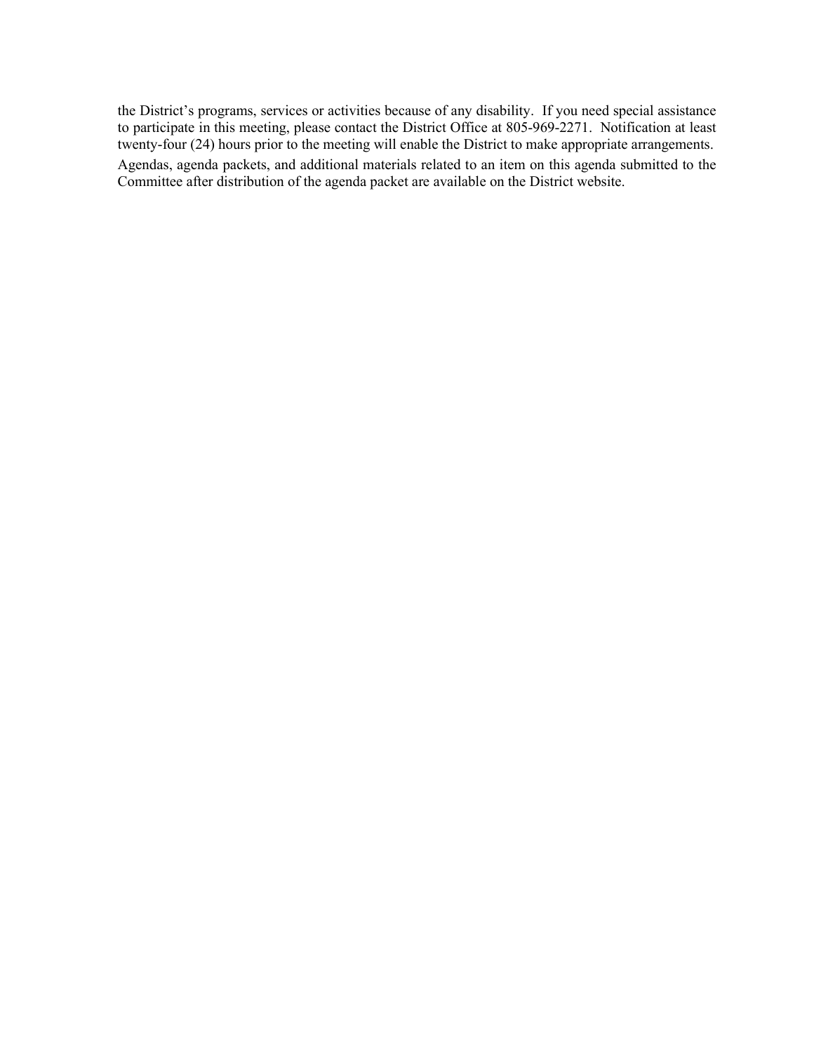the District's programs, services or activities because of any disability. If you need special assistance to participate in this meeting, please contact the District Office at 805-969-2271. Notification at least twenty-four (24) hours prior to the meeting will enable the District to make appropriate arrangements.

Agendas, agenda packets, and additional materials related to an item on this agenda submitted to the Committee after distribution of the agenda packet are available on the District website.